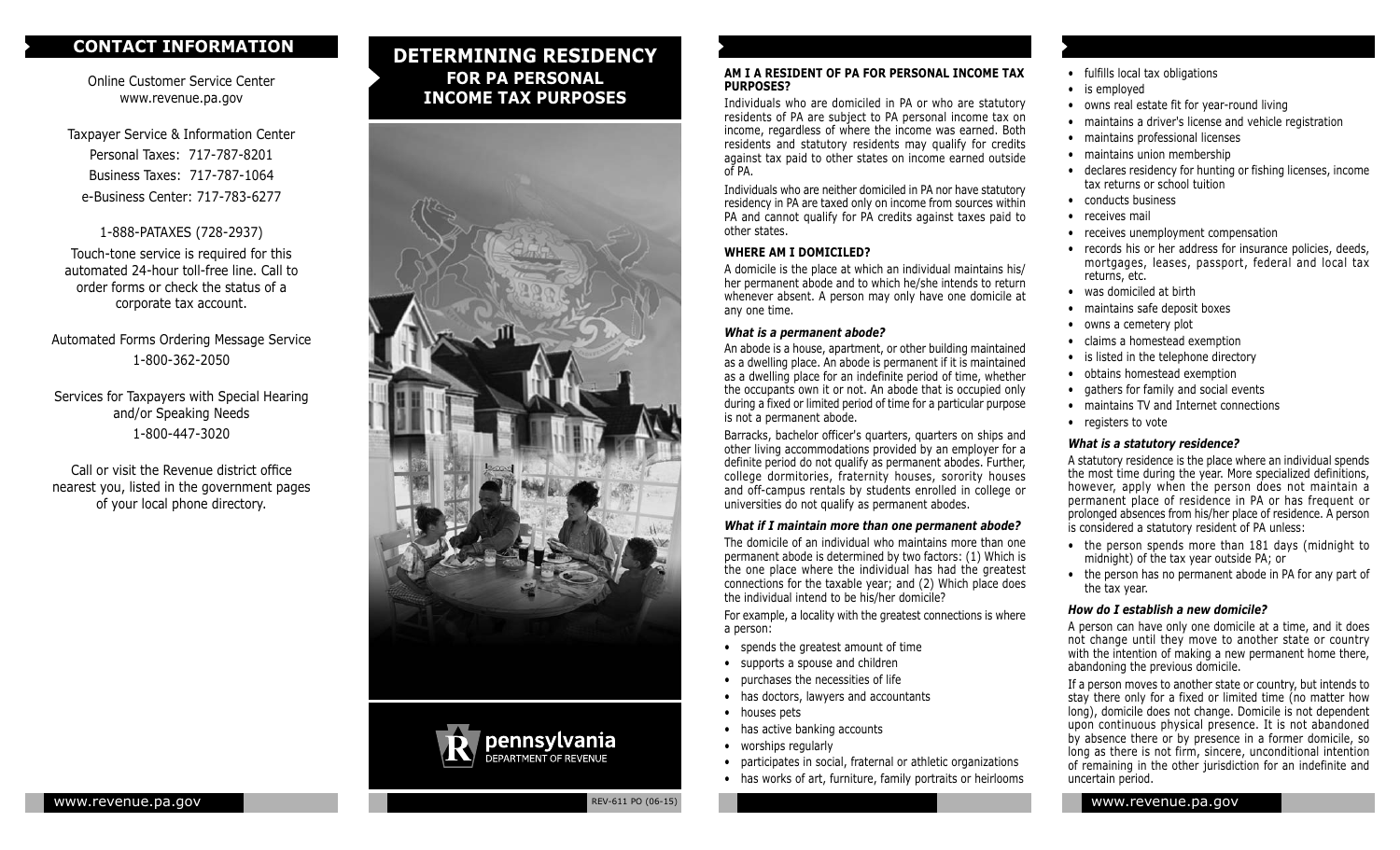## CONTACT INFORMATION

Online Customer Service Center
www.revenue.pa.gov

Taxpayer Service & Information Center
Personal Taxes: 717-787-8201
Business Taxes: 717-787-1064
e-Business Center: 717-783-6277

1-888-PATAXES (728-2937)

Touch-tone service is required for this automated 24-hour toll-free line. Call to order forms or check the status of a corporate tax account.

Automated Forms Ordering Message Service
1-800-362-2050

Services for Taxpayers with Special Hearing and/or Speaking Needs
1-800-447-3020

Call or visit the Revenue district office nearest you, listed in the government pages of your local phone directory.

# DETERMINING RESIDENCY FOR PA PERSONAL INCOME TAX PURPOSES

pennsylvania
DEPARTMENT OF REVENUE

REV-611 PO (06-15)

### AM I A RESIDENT OF PA FOR PERSONAL INCOME TAX PURPOSES?

Individuals who are domiciled in PA or who are statutory residents of PA are subject to PA personal income tax on income, regardless of where the income was earned. Both residents and statutory residents may qualify for credits against tax paid to other states on income earned outside of PA.

Individuals who are neither domiciled in PA nor have statutory residency in PA are taxed only on income from sources within PA and cannot qualify for PA credits against taxes paid to other states.

### WHERE AM I DOMICILED?

A domicile is the place at which an individual maintains his/her permanent abode and to which he/she intends to return whenever absent. A person may only have one domicile at any one time.

#### *What is a permanent abode?*

An abode is a house, apartment, or other building maintained as a dwelling place. An abode is permanent if it is maintained as a dwelling place for an indefinite period of time, whether the occupants own it or not. An abode that is occupied only during a fixed or limited period of time for a particular purpose is not a permanent abode.

Barracks, bachelor officer's quarters, quarters on ships and other living accommodations provided by an employer for a definite period do not qualify as permanent abodes. Further, college dormitories, fraternity houses, sorority houses and off-campus rentals by students enrolled in college or universities do not qualify as permanent abodes.

#### *What if I maintain more than one permanent abode?*

The domicile of an individual who maintains more than one permanent abode is determined by two factors: (1) Which is the one place where the individual has had the greatest connections for the taxable year; and (2) Which place does the individual intend to be his/her domicile?

For example, a locality with the greatest connections is where a person:

- spends the greatest amount of time
- supports a spouse and children
- purchases the necessities of life
- has doctors, lawyers and accountants
- houses pets
- has active banking accounts
- worships regularly
- participates in social, fraternal or athletic organizations
- has works of art, furniture, family portraits or heirlooms
- fulfills local tax obligations
- is employed
- owns real estate fit for year-round living
- maintains a driver's license and vehicle registration
- maintains professional licenses
- maintains union membership
- declares residency for hunting or fishing licenses, income tax returns or school tuition
- conducts business
- receives mail
- receives unemployment compensation
- records his or her address for insurance policies, deeds, mortgages, leases, passport, federal and local tax returns, etc.
- was domiciled at birth
- maintains safe deposit boxes
- owns a cemetery plot
- claims a homestead exemption
- is listed in the telephone directory
- obtains homestead exemption
- gathers for family and social events
- maintains TV and Internet connections
- registers to vote

#### *What is a statutory residence?*

A statutory residence is the place where an individual spends the most time during the year. More specialized definitions, however, apply when the person does not maintain a permanent place of residence in PA or has frequent or prolonged absences from his/her place of residence. A person is considered a statutory resident of PA unless:

- the person spends more than 181 days (midnight to midnight) of the tax year outside PA; or
- the person has no permanent abode in PA for any part of the tax year.

#### *How do I establish a new domicile?*

A person can have only one domicile at a time, and it does not change until they move to another state or country with the intention of making a new permanent home there, abandoning the previous domicile.

If a person moves to another state or country, but intends to stay there only for a fixed or limited time (no matter how long), domicile does not change. Domicile is not dependent upon continuous physical presence. It is not abandoned by absence there or by presence in a former domicile, so long as there is not firm, sincere, unconditional intention of remaining in the other jurisdiction for an indefinite and uncertain period.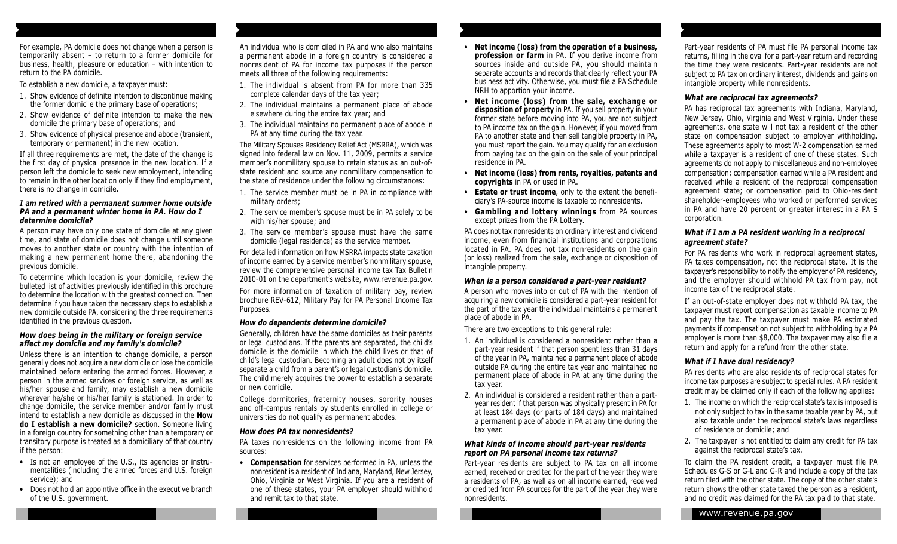For example, PA domicile does not change when a person is temporarily absent – to return to a former domicile for business, health, pleasure or education – with intention to return to the PA domicile.

To establish a new domicile, a taxpayer must:

1. Show evidence of definite intention to discontinue making the former domicile the primary base of operations;
2. Show evidence of definite intention to make the new domicile the primary base of operations; and
3. Show evidence of physical presence and abode (transient, temporary or permanent) in the new location.

If all three requirements are met, the date of the change is the first day of physical presence in the new location. If a person left the domicile to seek new employment, intending to remain in the other location only if they find employment, there is no change in domicile.

#### *I am retired with a permanent summer home outside PA and a permanent winter home in PA. How do I determine domicile?*

A person may have only one state of domicile at any given time, and state of domicile does not change until someone moves to another state or country with the intention of making a new permanent home there, abandoning the previous domicile.

To determine which location is your domicile, review the bulleted list of activities previously identified in this brochure to determine the location with the greatest connection. Then determine if you have taken the necessary steps to establish a new domicile outside PA, considering the three requirements identified in the previous question.

#### *How does being in the military or foreign service affect my domicile and my family's domicile?*

Unless there is an intention to change domicile, a person generally does not acquire a new domicile or lose the domicile maintained before entering the armed forces. However, a person in the armed services or foreign service, as well as his/her spouse and family, may establish a new domicile wherever he/she or his/her family is stationed. In order to change domicile, the service member and/or family must intend to establish a new domicile as discussed in the **How do I establish a new domicile?** section. Someone living in a foreign country for something other than a temporary or transitory purpose is treated as a domiciliary of that country if the person:

- Is not an employee of the U.S., its agencies or instrumentalities (including the armed forces and U.S. foreign service); and
- Does not hold an appointive office in the executive branch of the U.S. government.

An individual who is domiciled in PA and who also maintains a permanent abode in a foreign country is considered a nonresident of PA for income tax purposes if the person meets all three of the following requirements:

1. The individual is absent from PA for more than 335 complete calendar days of the tax year;
2. The individual maintains a permanent place of abode elsewhere during the entire tax year; and
3. The individual maintains no permanent place of abode in PA at any time during the tax year.

The Military Spouses Residency Relief Act (MSRRA), which was signed into federal law on Nov. 11, 2009, permits a service member's nonmilitary spouse to retain status as an out-of-state resident and source any nonmilitary compensation to the state of residence under the following circumstances:

1. The service member must be in PA in compliance with military orders;
2. The service member's spouse must be in PA solely to be with his/her spouse; and
3. The service member's spouse must have the same domicile (legal residence) as the service member.

For detailed information on how MSRRA impacts state taxation of income earned by a service member's nonmilitary spouse, review the comprehensive personal income tax Tax Bulletin 2010-01 on the department's website, www.revenue.pa.gov.

For more information of taxation of military pay, review brochure REV-612, Military Pay for PA Personal Income Tax Purposes.

#### *How do dependents determine domicile?*

Generally, children have the same domiciles as their parents or legal custodians. If the parents are separated, the child's domicile is the domicile in which the child lives or that of child's legal custodian. Becoming an adult does not by itself separate a child from a parent's or legal custodian's domicile. The child merely acquires the power to establish a separate or new domicile.

College dormitories, fraternity houses, sorority houses and off-campus rentals by students enrolled in college or universities do not qualify as permanent abodes.

#### *How does PA tax nonresidents?*

PA taxes nonresidents on the following income from PA sources:

- **Compensation** for services performed in PA, unless the nonresident is a resident of Indiana, Maryland, New Jersey, Ohio, Virginia or West Virginia. If you are a resident of one of these states, your PA employer should withhold and remit tax to that state.
- **Net income (loss) from the operation of a business, profession or farm** in PA. If you derive income from sources inside and outside PA, you should maintain separate accounts and records that clearly reflect your PA business activity. Otherwise, you must file a PA Schedule NRH to apportion your income.
- **Net income (loss) from the sale, exchange or disposition of property** in PA. If you sell property in your former state before moving into PA, you are not subject to PA income tax on the gain. However, if you moved from PA to another state and then sell tangible property in PA, you must report the gain. You may qualify for an exclusion from paying tax on the gain on the sale of your principal residence in PA.
- **Net income (loss) from rents, royalties, patents and copyrights** in PA or used in PA.
- **Estate or trust income**, only to the extent the beneficiary's PA-source income is taxable to nonresidents.
- **Gambling and lottery winnings** from PA sources except prizes from the PA Lottery.

PA does not tax nonresidents on ordinary interest and dividend income, even from financial institutions and corporations located in PA. PA does not tax nonresidents on the gain (or loss) realized from the sale, exchange or disposition of intangible property.

#### *When is a person considered a part-year resident?*

A person who moves into or out of PA with the intention of acquiring a new domicile is considered a part-year resident for the part of the tax year the individual maintains a permanent place of abode in PA.

There are two exceptions to this general rule:

1. An individual is considered a nonresident rather than a part-year resident if that person spent less than 31 days of the year in PA, maintained a permanent place of abode outside PA during the entire tax year and maintained no permanent place of abode in PA at any time during the tax year.
2. An individual is considered a resident rather than a part-year resident if that person was physically present in PA for at least 184 days (or parts of 184 days) and maintained a permanent place of abode in PA at any time during the tax year.

#### *What kinds of income should part-year residents report on PA personal income tax returns?*

Part-year residents are subject to PA tax on all income earned, received or credited for the part of the year they were a residents of PA, as well as on all income earned, received or credited from PA sources for the part of the year they were nonresidents.

Part-year residents of PA must file PA personal income tax returns, filling in the oval for a part-year return and recording the time they were residents. Part-year residents are not subject to PA tax on ordinary interest, dividends and gains on intangible property while nonresidents.

#### *What are reciprocal tax agreements?*

PA has reciprocal tax agreements with Indiana, Maryland, New Jersey, Ohio, Virginia and West Virginia. Under these agreements, one state will not tax a resident of the other state on compensation subject to employer withholding. These agreements apply to most W-2 compensation earned while a taxpayer is a resident of one of these states. Such agreements do not apply to miscellaneous and non-employee compensation; compensation earned while a PA resident and received while a resident of the reciprocal compensation agreement state; or compensation paid to Ohio-resident shareholder-employees who worked or performed services in PA and have 20 percent or greater interest in a PA S corporation.

#### *What if I am a PA resident working in a reciprocal agreement state?*

For PA residents who work in reciprocal agreement states, PA taxes compensation, not the reciprocal state. It is the taxpayer's responsibility to notify the employer of PA residency, and the employer should withhold PA tax from pay, not income tax of the reciprocal state.

If an out-of-state employer does not withhold PA tax, the taxpayer must report compensation as taxable income to PA and pay the tax. The taxpayer must make PA estimated payments if compensation not subject to withholding by a PA employer is more than $8,000. The taxpayer may also file a return and apply for a refund from the other state.

#### *What if I have dual residency?*

PA residents who are also residents of reciprocal states for income tax purposes are subject to special rules. A PA resident credit may be claimed only if each of the following applies:

1. The income on which the reciprocal state's tax is imposed is not only subject to tax in the same taxable year by PA, but also taxable under the reciprocal state's laws regardless of residence or domicile; and
2. The taxpayer is not entitled to claim any credit for PA tax against the reciprocal state's tax.

To claim the PA resident credit, a taxpayer must file PA Schedules G-S or G-L and G-R and include a copy of the tax return filed with the other state. The copy of the other state's return shows the other state taxed the person as a resident, and no credit was claimed for the PA tax paid to that state.